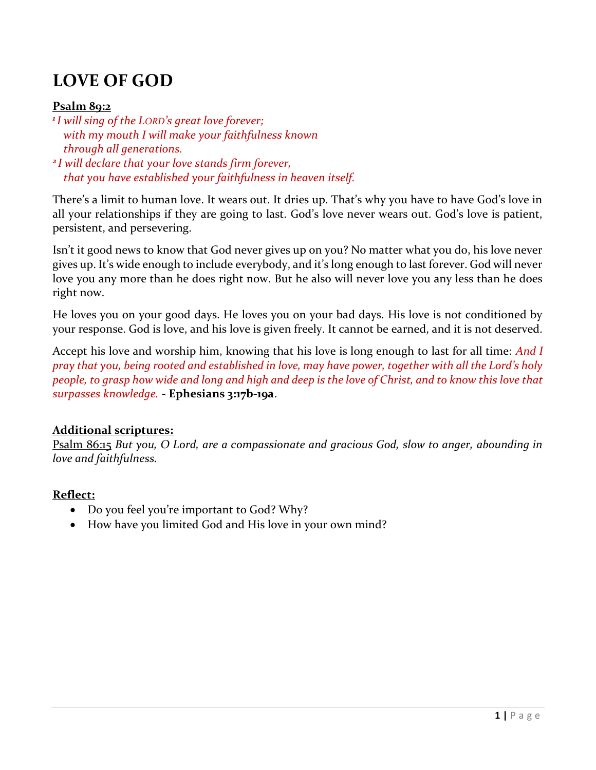# LOVE OF GOD

**Psalm 89:2**

*[1] I will sing of the LORD's great love forever;*
*with my mouth I will make your faithfulness known*
*through all generations.*
*[2] I will declare that your love stands firm forever,*
*that you have established your faithfulness in heaven itself.*

There's a limit to human love. It wears out. It dries up. That's why you have to have God's love in all your relationships if they are going to last. God's love never wears out. God's love is patient, persistent, and persevering.

Isn't it good news to know that God never gives up on you? No matter what you do, his love never gives up. It's wide enough to include everybody, and it's long enough to last forever. God will never love you any more than he does right now. But he also will never love you any less than he does right now.

He loves you on your good days. He loves you on your bad days. His love is not conditioned by your response. God is love, and his love is given freely. It cannot be earned, and it is not deserved.

Accept his love and worship him, knowing that his love is long enough to last for all time: *And I pray that you, being rooted and established in love, may have power, together with all the Lord's holy people, to grasp how wide and long and high and deep is the love of Christ, and to know this love that surpasses knowledge.* - **Ephesians 3:17b-19a**.

**Additional scriptures:**

Psalm 86:15 *But you, O Lord, are a compassionate and gracious God, slow to anger, abounding in love and faithfulness.*

**Reflect:**

- Do you feel you're important to God? Why?
- How have you limited God and His love in your own mind?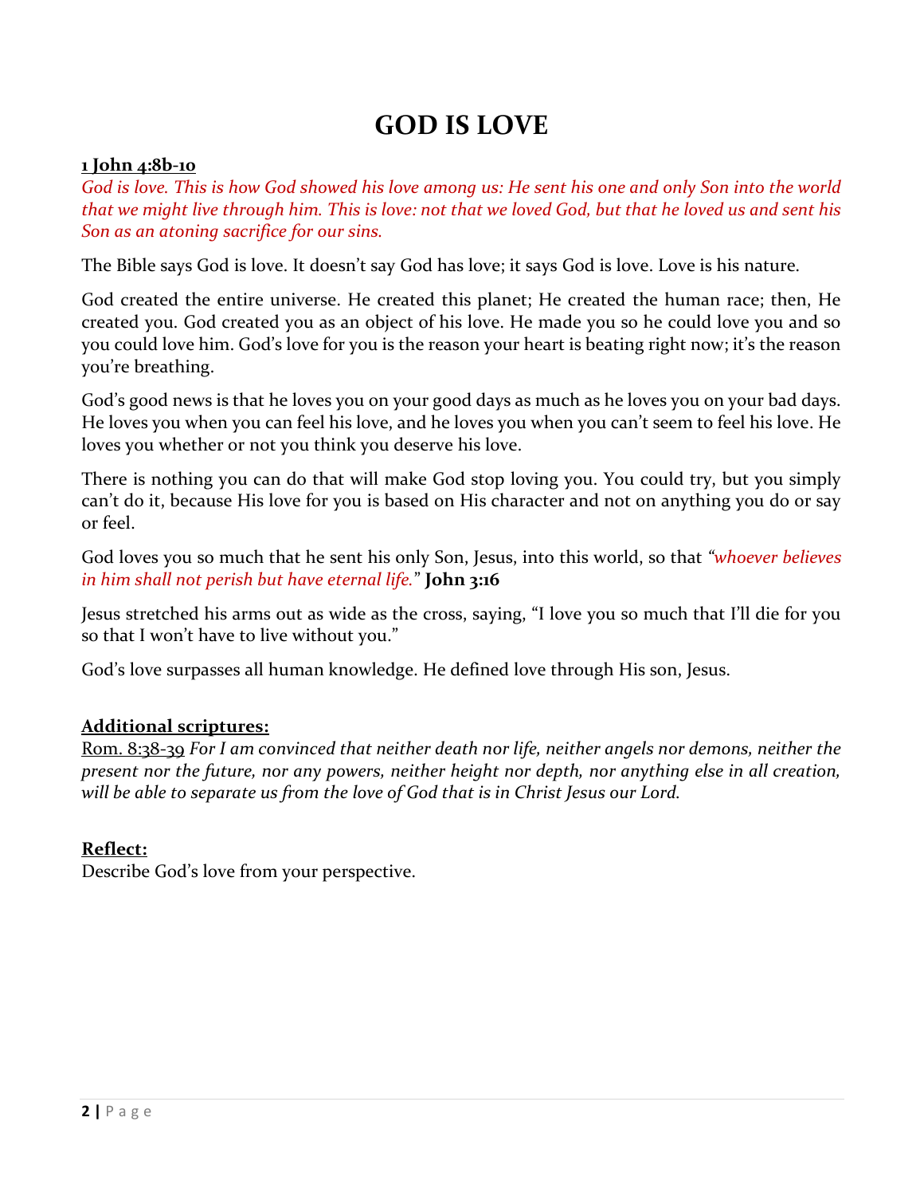# GOD IS LOVE

**1 John 4:8b-10**

*God is love. This is how God showed his love among us: He sent his one and only Son into the world that we might live through him. This is love: not that we loved God, but that he loved us and sent his Son as an atoning sacrifice for our sins.*

The Bible says God is love. It doesn't say God has love; it says God is love. Love is his nature.

God created the entire universe. He created this planet; He created the human race; then, He created you. God created you as an object of his love. He made you so he could love you and so you could love him. God's love for you is the reason your heart is beating right now; it's the reason you're breathing.

God's good news is that he loves you on your good days as much as he loves you on your bad days. He loves you when you can feel his love, and he loves you when you can't seem to feel his love. He loves you whether or not you think you deserve his love.

There is nothing you can do that will make God stop loving you. You could try, but you simply can't do it, because His love for you is based on His character and not on anything you do or say or feel.

God loves you so much that he sent his only Son, Jesus, into this world, so that *"whoever believes in him shall not perish but have eternal life."* **John 3:16**

Jesus stretched his arms out as wide as the cross, saying, "I love you so much that I'll die for you so that I won't have to live without you."

God's love surpasses all human knowledge. He defined love through His son, Jesus.

**Additional scriptures:**

Rom. 8:38-39 *For I am convinced that neither death nor life, neither angels nor demons, neither the present nor the future, nor any powers, neither height nor depth, nor anything else in all creation, will be able to separate us from the love of God that is in Christ Jesus our Lord.*

**Reflect:**

Describe God's love from your perspective.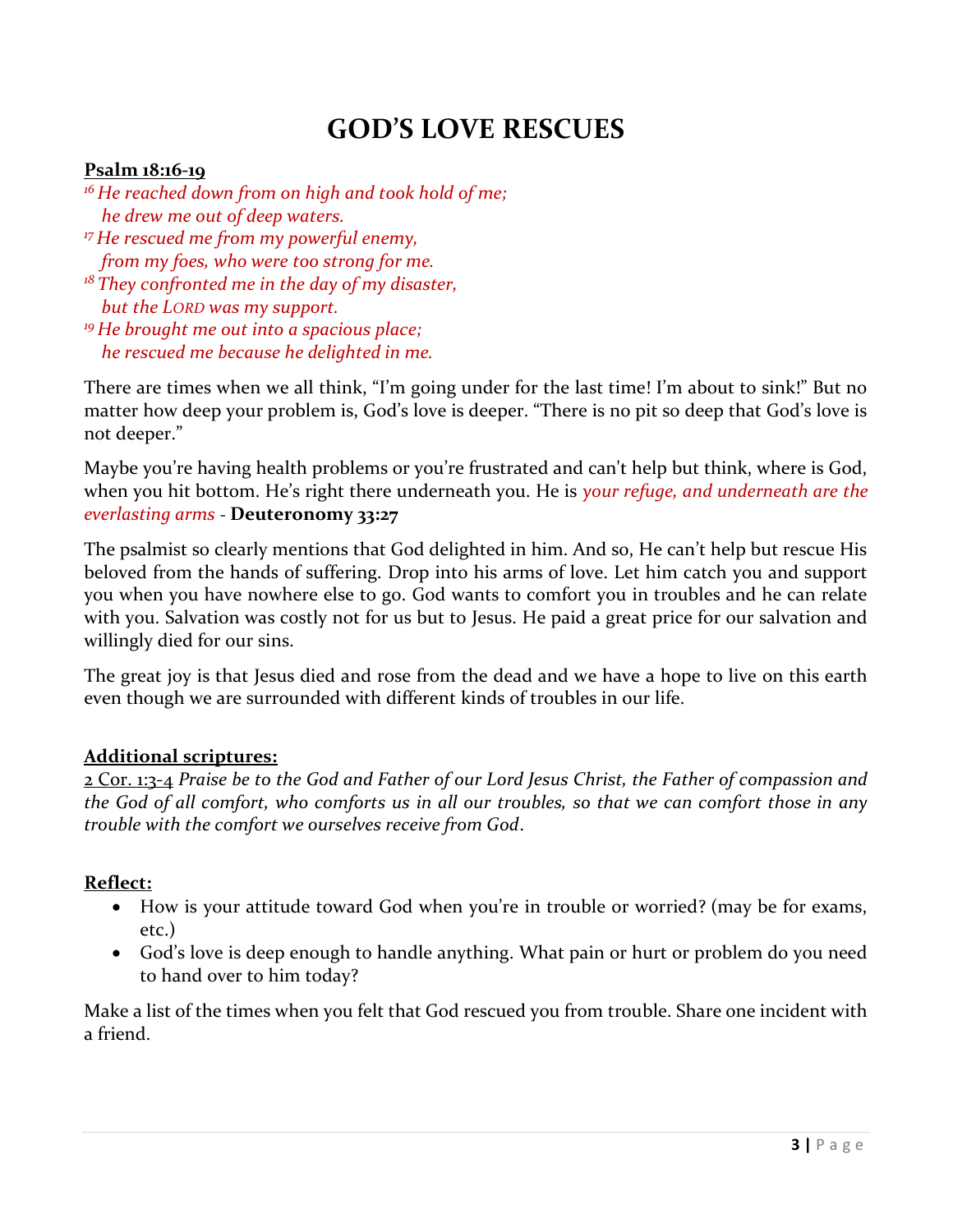# GOD'S LOVE RESCUES

**Psalm 18:16-19**

*[16] He reached down from on high and took hold of me;*
*he drew me out of deep waters.*
*[17] He rescued me from my powerful enemy,*
*from my foes, who were too strong for me.*
*[18] They confronted me in the day of my disaster,*
*but the LORD was my support.*
*[19] He brought me out into a spacious place;*
*he rescued me because he delighted in me.*

There are times when we all think, "I'm going under for the last time! I'm about to sink!" But no matter how deep your problem is, God's love is deeper. "There is no pit so deep that God's love is not deeper."

Maybe you're having health problems or you're frustrated and can't help but think, where is God, when you hit bottom. He's right there underneath you. He is *your refuge, and underneath are the everlasting arms* - **Deuteronomy 33:27**

The psalmist so clearly mentions that God delighted in him. And so, He can't help but rescue His beloved from the hands of suffering. Drop into his arms of love. Let him catch you and support you when you have nowhere else to go. God wants to comfort you in troubles and he can relate with you. Salvation was costly not for us but to Jesus. He paid a great price for our salvation and willingly died for our sins.

The great joy is that Jesus died and rose from the dead and we have a hope to live on this earth even though we are surrounded with different kinds of troubles in our life.

**Additional scriptures:**

2 Cor. 1:3-4 *Praise be to the God and Father of our Lord Jesus Christ, the Father of compassion and the God of all comfort, who comforts us in all our troubles, so that we can comfort those in any trouble with the comfort we ourselves receive from God*.

**Reflect:**

- How is your attitude toward God when you're in trouble or worried? (may be for exams, etc.)
- God's love is deep enough to handle anything. What pain or hurt or problem do you need to hand over to him today?

Make a list of the times when you felt that God rescued you from trouble. Share one incident with a friend.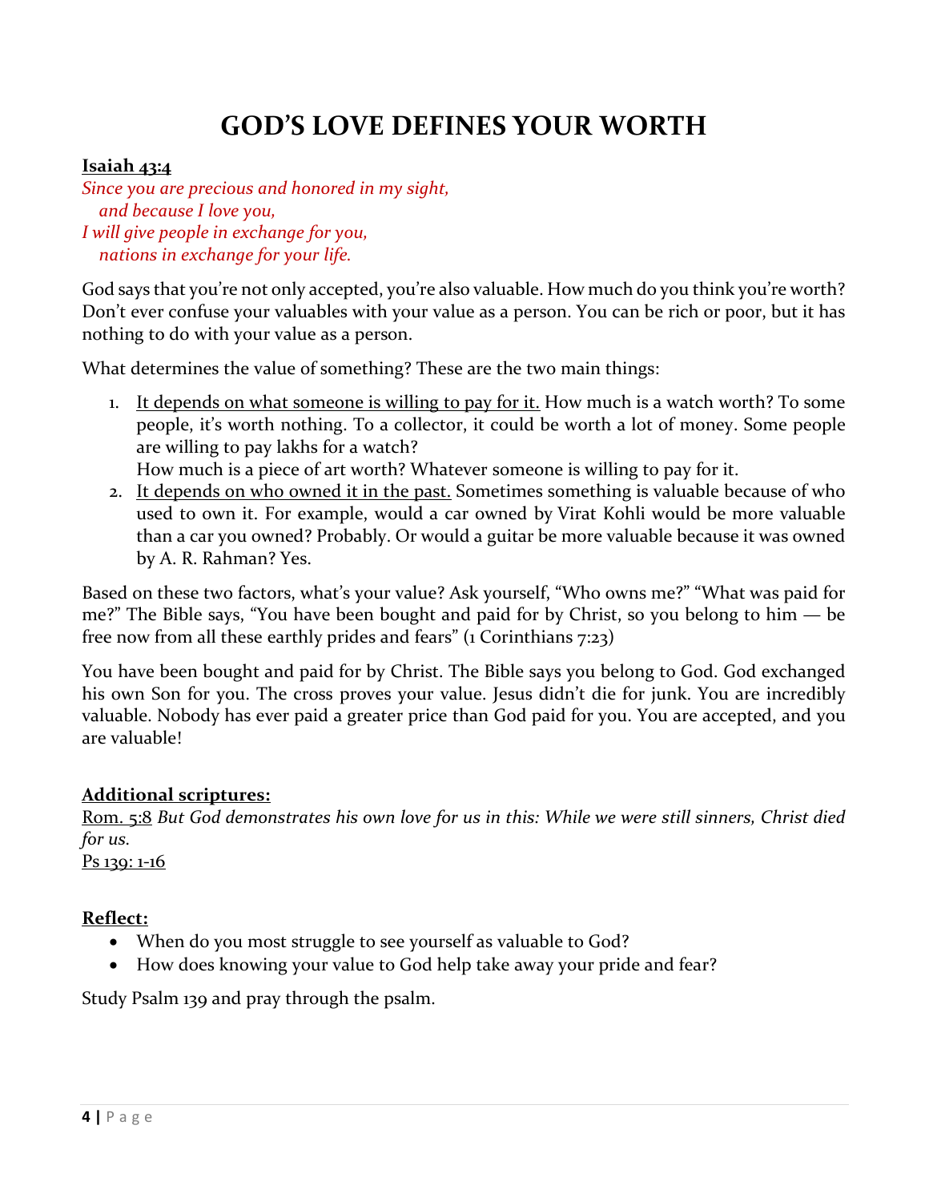# GOD'S LOVE DEFINES YOUR WORTH

**Isaiah 43:4**

*Since you are precious and honored in my sight,*
*and because I love you,*
*I will give people in exchange for you,*
*nations in exchange for your life.*

God says that you're not only accepted, you're also valuable. How much do you think you're worth? Don't ever confuse your valuables with your value as a person. You can be rich or poor, but it has nothing to do with your value as a person.

What determines the value of something? These are the two main things:

1. It depends on what someone is willing to pay for it. How much is a watch worth? To some people, it's worth nothing. To a collector, it could be worth a lot of money. Some people are willing to pay lakhs for a watch?
   How much is a piece of art worth? Whatever someone is willing to pay for it.
2. It depends on who owned it in the past. Sometimes something is valuable because of who used to own it. For example, would a car owned by Virat Kohli would be more valuable than a car you owned? Probably. Or would a guitar be more valuable because it was owned by A. R. Rahman? Yes.

Based on these two factors, what's your value? Ask yourself, "Who owns me?" "What was paid for me?" The Bible says, "You have been bought and paid for by Christ, so you belong to him — be free now from all these earthly prides and fears" (1 Corinthians 7:23)

You have been bought and paid for by Christ. The Bible says you belong to God. God exchanged his own Son for you. The cross proves your value. Jesus didn't die for junk. You are incredibly valuable. Nobody has ever paid a greater price than God paid for you. You are accepted, and you are valuable!

**Additional scriptures:**

Rom. 5:8 *But God demonstrates his own love for us in this: While we were still sinners, Christ died for us.*
Ps 139: 1-16

**Reflect:**

- When do you most struggle to see yourself as valuable to God?
- How does knowing your value to God help take away your pride and fear?

Study Psalm 139 and pray through the psalm.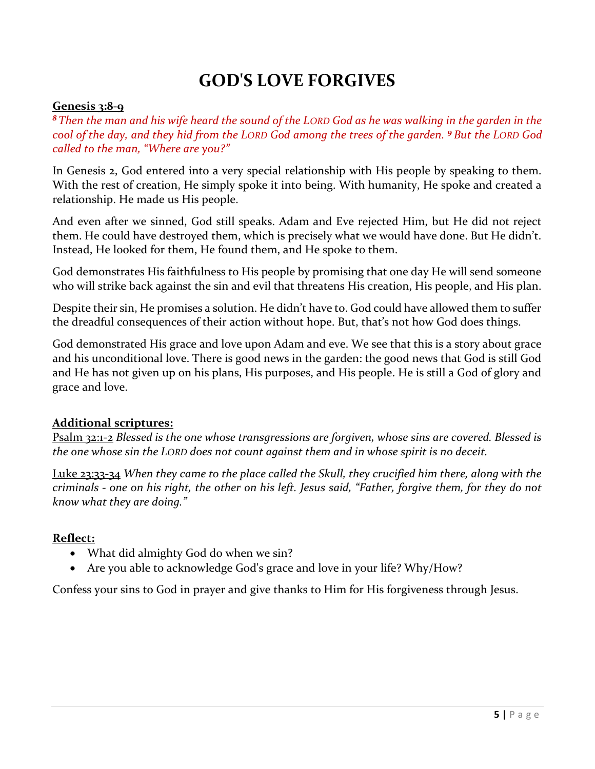# GOD'S LOVE FORGIVES

**Genesis 3:8-9**

*[8] Then the man and his wife heard the sound of the LORD God as he was walking in the garden in the cool of the day, and they hid from the LORD God among the trees of the garden. [9] But the LORD God called to the man, "Where are you?"*

In Genesis 2, God entered into a very special relationship with His people by speaking to them. With the rest of creation, He simply spoke it into being. With humanity, He spoke and created a relationship. He made us His people.

And even after we sinned, God still speaks. Adam and Eve rejected Him, but He did not reject them. He could have destroyed them, which is precisely what we would have done. But He didn't. Instead, He looked for them, He found them, and He spoke to them.

God demonstrates His faithfulness to His people by promising that one day He will send someone who will strike back against the sin and evil that threatens His creation, His people, and His plan.

Despite their sin, He promises a solution. He didn't have to. God could have allowed them to suffer the dreadful consequences of their action without hope. But, that's not how God does things.

God demonstrated His grace and love upon Adam and eve. We see that this is a story about grace and his unconditional love. There is good news in the garden: the good news that God is still God and He has not given up on his plans, His purposes, and His people. He is still a God of glory and grace and love.

**Additional scriptures:**

Psalm 32:1-2 *Blessed is the one whose transgressions are forgiven, whose sins are covered. Blessed is the one whose sin the LORD does not count against them and in whose spirit is no deceit.*

Luke 23:33-34 *When they came to the place called the Skull, they crucified him there, along with the criminals - one on his right, the other on his left. Jesus said, "Father, forgive them, for they do not know what they are doing."*

**Reflect:**

- What did almighty God do when we sin?
- Are you able to acknowledge God's grace and love in your life? Why/How?

Confess your sins to God in prayer and give thanks to Him for His forgiveness through Jesus.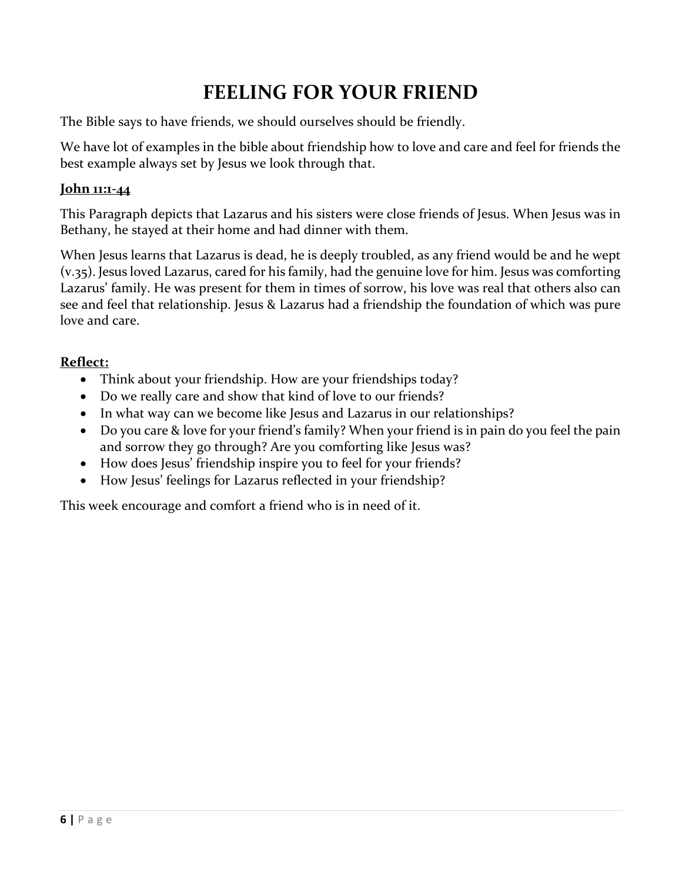# FEELING FOR YOUR FRIEND

The Bible says to have friends, we should ourselves should be friendly.

We have lot of examples in the bible about friendship how to love and care and feel for friends the best example always set by Jesus we look through that.

**John 11:1-44**

This Paragraph depicts that Lazarus and his sisters were close friends of Jesus. When Jesus was in Bethany, he stayed at their home and had dinner with them.

When Jesus learns that Lazarus is dead, he is deeply troubled, as any friend would be and he wept (v.35). Jesus loved Lazarus, cared for his family, had the genuine love for him. Jesus was comforting Lazarus' family. He was present for them in times of sorrow, his love was real that others also can see and feel that relationship. Jesus & Lazarus had a friendship the foundation of which was pure love and care.

**Reflect:**

- Think about your friendship. How are your friendships today?
- Do we really care and show that kind of love to our friends?
- In what way can we become like Jesus and Lazarus in our relationships?
- Do you care & love for your friend's family? When your friend is in pain do you feel the pain and sorrow they go through? Are you comforting like Jesus was?
- How does Jesus' friendship inspire you to feel for your friends?
- How Jesus' feelings for Lazarus reflected in your friendship?

This week encourage and comfort a friend who is in need of it.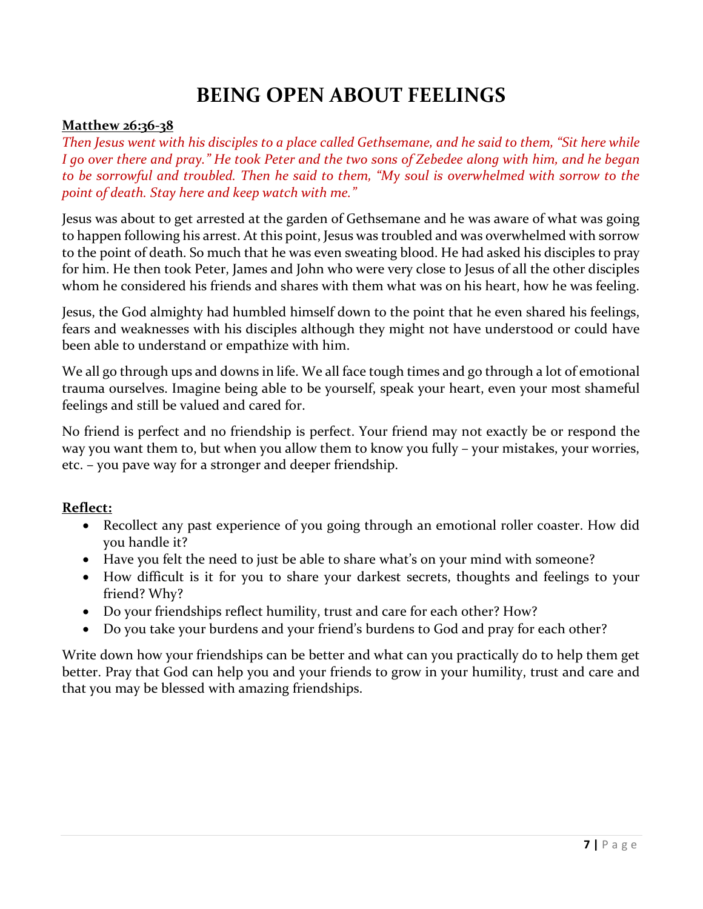# BEING OPEN ABOUT FEELINGS

**Matthew 26:36-38**

*Then Jesus went with his disciples to a place called Gethsemane, and he said to them, "Sit here while I go over there and pray." He took Peter and the two sons of Zebedee along with him, and he began to be sorrowful and troubled. Then he said to them, "My soul is overwhelmed with sorrow to the point of death. Stay here and keep watch with me."*

Jesus was about to get arrested at the garden of Gethsemane and he was aware of what was going to happen following his arrest. At this point, Jesus was troubled and was overwhelmed with sorrow to the point of death. So much that he was even sweating blood. He had asked his disciples to pray for him. He then took Peter, James and John who were very close to Jesus of all the other disciples whom he considered his friends and shares with them what was on his heart, how he was feeling.

Jesus, the God almighty had humbled himself down to the point that he even shared his feelings, fears and weaknesses with his disciples although they might not have understood or could have been able to understand or empathize with him.

We all go through ups and downs in life. We all face tough times and go through a lot of emotional trauma ourselves. Imagine being able to be yourself, speak your heart, even your most shameful feelings and still be valued and cared for.

No friend is perfect and no friendship is perfect. Your friend may not exactly be or respond the way you want them to, but when you allow them to know you fully – your mistakes, your worries, etc. – you pave way for a stronger and deeper friendship.

**Reflect:**

- Recollect any past experience of you going through an emotional roller coaster. How did you handle it?
- Have you felt the need to just be able to share what's on your mind with someone?
- How difficult is it for you to share your darkest secrets, thoughts and feelings to your friend? Why?
- Do your friendships reflect humility, trust and care for each other? How?
- Do you take your burdens and your friend's burdens to God and pray for each other?

Write down how your friendships can be better and what can you practically do to help them get better. Pray that God can help you and your friends to grow in your humility, trust and care and that you may be blessed with amazing friendships.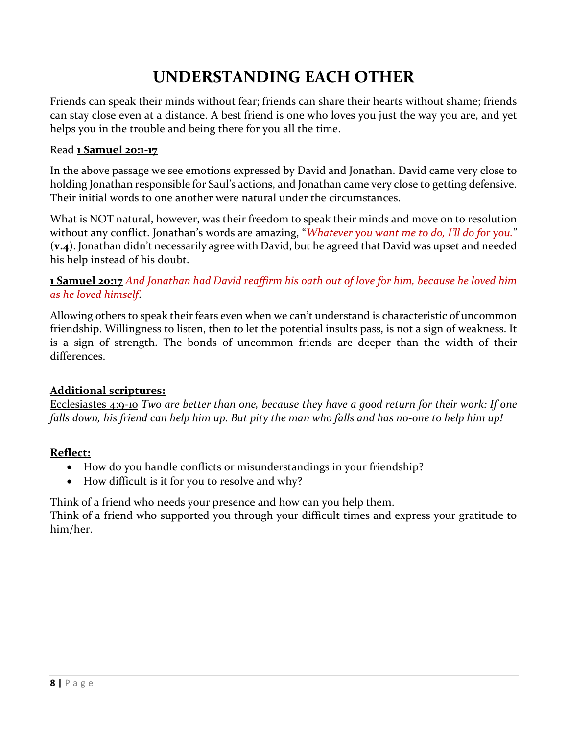# UNDERSTANDING EACH OTHER

Friends can speak their minds without fear; friends can share their hearts without shame; friends can stay close even at a distance. A best friend is one who loves you just the way you are, and yet helps you in the trouble and being there for you all the time.

Read **1 Samuel 20:1-17**

In the above passage we see emotions expressed by David and Jonathan. David came very close to holding Jonathan responsible for Saul's actions, and Jonathan came very close to getting defensive. Their initial words to one another were natural under the circumstances.

What is NOT natural, however, was their freedom to speak their minds and move on to resolution without any conflict. Jonathan's words are amazing, "*Whatever you want me to do, I'll do for you.*" (**v.4**). Jonathan didn't necessarily agree with David, but he agreed that David was upset and needed his help instead of his doubt.

**1 Samuel 20:17** *And Jonathan had David reaffirm his oath out of love for him, because he loved him as he loved himself*.

Allowing others to speak their fears even when we can't understand is characteristic of uncommon friendship. Willingness to listen, then to let the potential insults pass, is not a sign of weakness. It is a sign of strength. The bonds of uncommon friends are deeper than the width of their differences.

**Additional scriptures:**

Ecclesiastes 4:9-10 *Two are better than one, because they have a good return for their work: If one falls down, his friend can help him up. But pity the man who falls and has no-one to help him up!*

**Reflect:**

- How do you handle conflicts or misunderstandings in your friendship?
- How difficult is it for you to resolve and why?

Think of a friend who needs your presence and how can you help them.
Think of a friend who supported you through your difficult times and express your gratitude to him/her.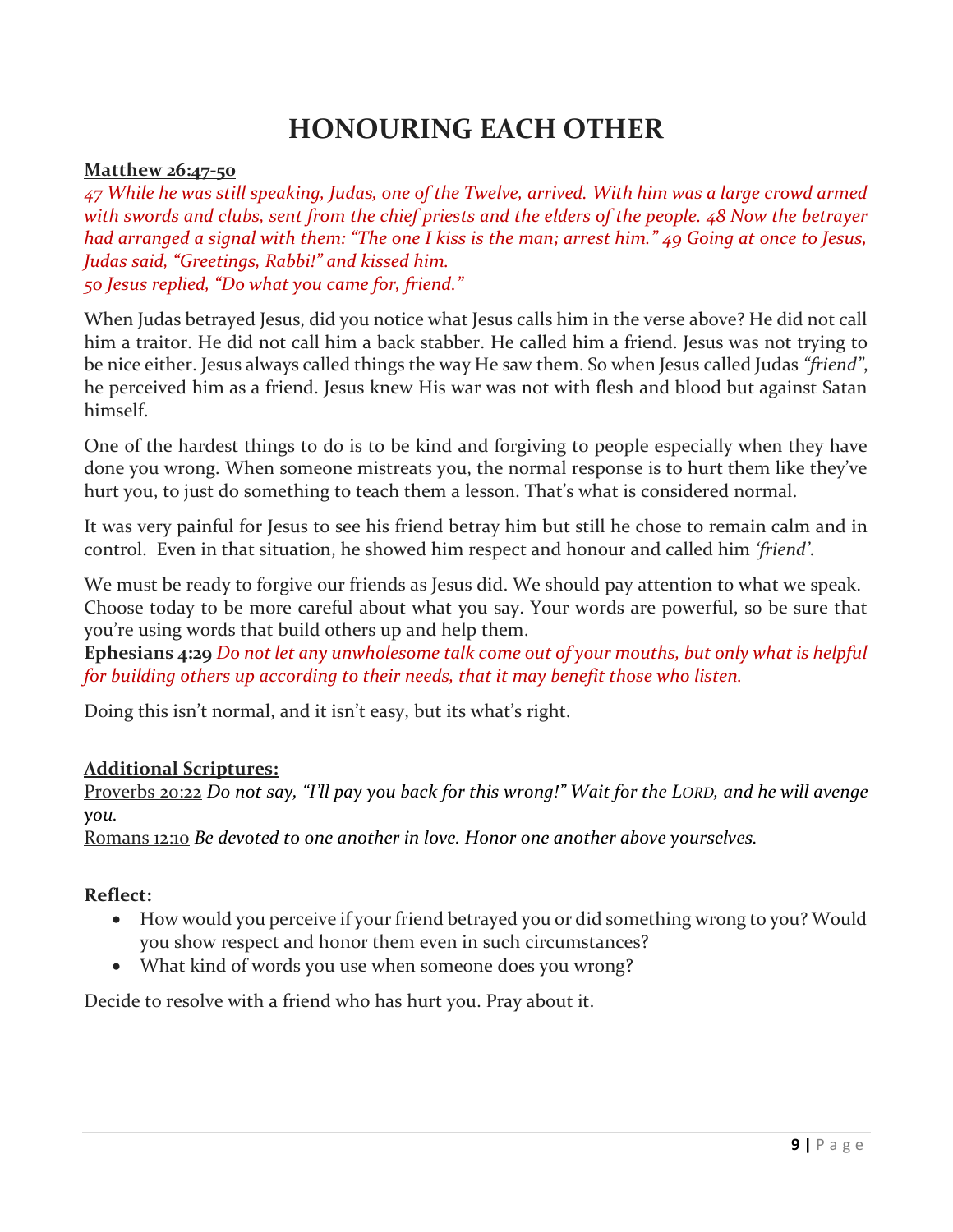# HONOURING EACH OTHER

**Matthew 26:47-50**

*47 While he was still speaking, Judas, one of the Twelve, arrived. With him was a large crowd armed with swords and clubs, sent from the chief priests and the elders of the people. 48 Now the betrayer had arranged a signal with them: "The one I kiss is the man; arrest him." 49 Going at once to Jesus, Judas said, "Greetings, Rabbi!" and kissed him.*
*50 Jesus replied, "Do what you came for, friend."*

When Judas betrayed Jesus, did you notice what Jesus calls him in the verse above? He did not call him a traitor. He did not call him a back stabber. He called him a friend. Jesus was not trying to be nice either. Jesus always called things the way He saw them. So when Jesus called Judas *"friend"*, he perceived him as a friend. Jesus knew His war was not with flesh and blood but against Satan himself.

One of the hardest things to do is to be kind and forgiving to people especially when they have done you wrong. When someone mistreats you, the normal response is to hurt them like they've hurt you, to just do something to teach them a lesson. That's what is considered normal.

It was very painful for Jesus to see his friend betray him but still he chose to remain calm and in control. Even in that situation, he showed him respect and honour and called him *'friend'*.

We must be ready to forgive our friends as Jesus did. We should pay attention to what we speak. Choose today to be more careful about what you say. Your words are powerful, so be sure that you're using words that build others up and help them.
**Ephesians 4:29** *Do not let any unwholesome talk come out of your mouths, but only what is helpful for building others up according to their needs, that it may benefit those who listen.*

Doing this isn't normal, and it isn't easy, but its what's right.

**Additional Scriptures:**
Proverbs 20:22 *Do not say, "I'll pay you back for this wrong!" Wait for the LORD, and he will avenge you.*
Romans 12:10 *Be devoted to one another in love. Honor one another above yourselves.*

**Reflect:**

- How would you perceive if your friend betrayed you or did something wrong to you? Would you show respect and honor them even in such circumstances?
- What kind of words you use when someone does you wrong?

Decide to resolve with a friend who has hurt you. Pray about it.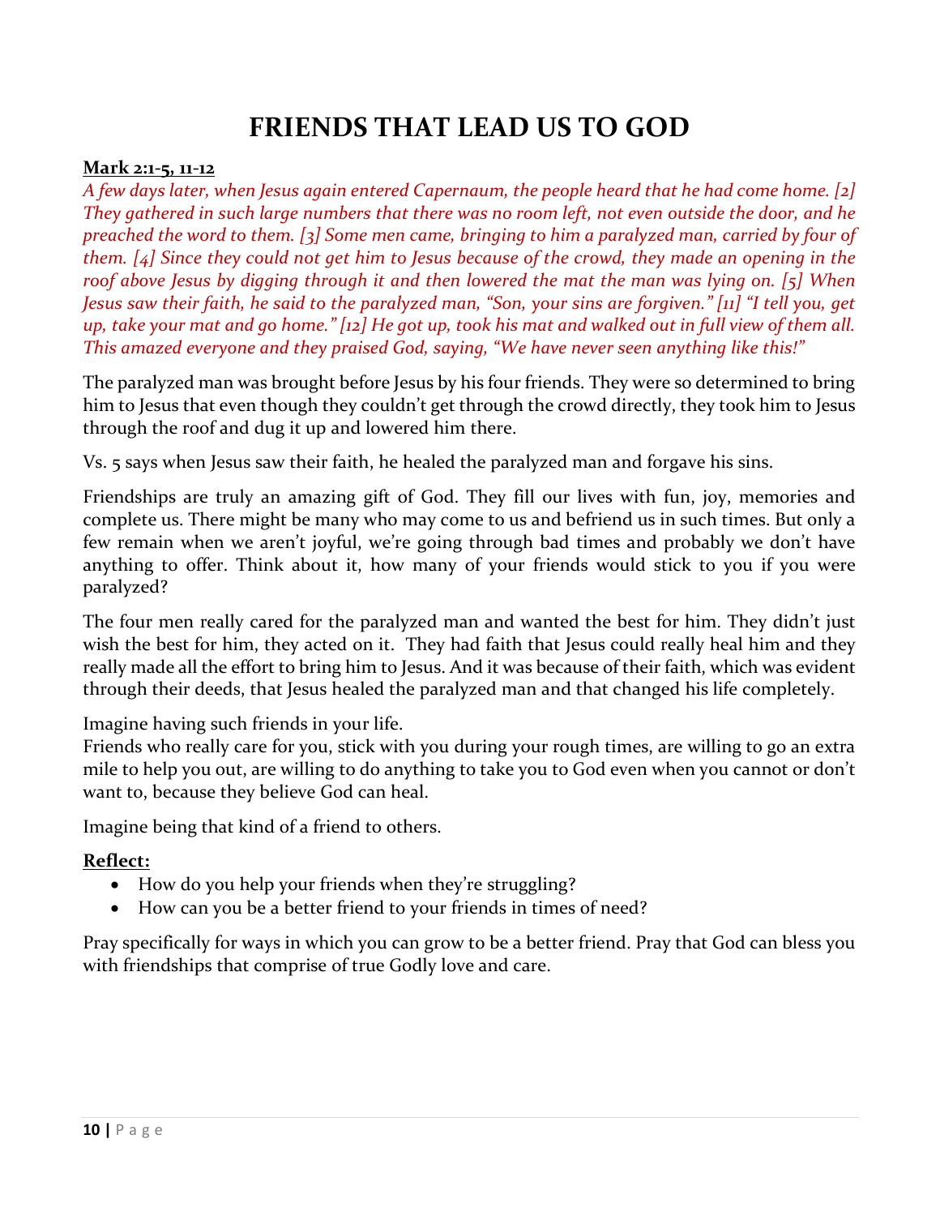# FRIENDS THAT LEAD US TO GOD

**Mark 2:1-5, 11-12**

*A few days later, when Jesus again entered Capernaum, the people heard that he had come home. [2] They gathered in such large numbers that there was no room left, not even outside the door, and he preached the word to them. [3] Some men came, bringing to him a paralyzed man, carried by four of them. [4] Since they could not get him to Jesus because of the crowd, they made an opening in the roof above Jesus by digging through it and then lowered the mat the man was lying on. [5] When Jesus saw their faith, he said to the paralyzed man, "Son, your sins are forgiven." [11] "I tell you, get up, take your mat and go home." [12] He got up, took his mat and walked out in full view of them all. This amazed everyone and they praised God, saying, "We have never seen anything like this!"*

The paralyzed man was brought before Jesus by his four friends. They were so determined to bring him to Jesus that even though they couldn't get through the crowd directly, they took him to Jesus through the roof and dug it up and lowered him there.

Vs. 5 says when Jesus saw their faith, he healed the paralyzed man and forgave his sins.

Friendships are truly an amazing gift of God. They fill our lives with fun, joy, memories and complete us. There might be many who may come to us and befriend us in such times. But only a few remain when we aren't joyful, we're going through bad times and probably we don't have anything to offer. Think about it, how many of your friends would stick to you if you were paralyzed?

The four men really cared for the paralyzed man and wanted the best for him. They didn't just wish the best for him, they acted on it. They had faith that Jesus could really heal him and they really made all the effort to bring him to Jesus. And it was because of their faith, which was evident through their deeds, that Jesus healed the paralyzed man and that changed his life completely.

Imagine having such friends in your life.
Friends who really care for you, stick with you during your rough times, are willing to go an extra mile to help you out, are willing to do anything to take you to God even when you cannot or don't want to, because they believe God can heal.

Imagine being that kind of a friend to others.

**Reflect:**

- How do you help your friends when they're struggling?
- How can you be a better friend to your friends in times of need?

Pray specifically for ways in which you can grow to be a better friend. Pray that God can bless you with friendships that comprise of true Godly love and care.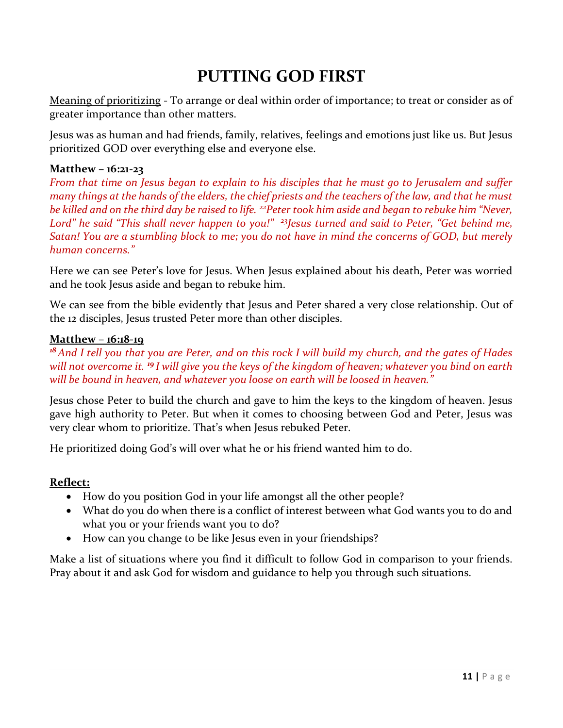# PUTTING GOD FIRST

<u>Meaning of prioritizing</u> - To arrange or deal within order of importance; to treat or consider as of greater importance than other matters.

Jesus was as human and had friends, family, relatives, feelings and emotions just like us. But Jesus prioritized GOD over everything else and everyone else.

**<u>Matthew – 16:21-23</u>**

*From that time on Jesus began to explain to his disciples that he must go to Jerusalem and suffer many things at the hands of the elders, the chief priests and the teachers of the law, and that he must be killed and on the third day be raised to life. [22]Peter took him aside and began to rebuke him "Never, Lord" he said "This shall never happen to you!" [23]Jesus turned and said to Peter, "Get behind me, Satan! You are a stumbling block to me; you do not have in mind the concerns of GOD, but merely human concerns."*

Here we can see Peter's love for Jesus. When Jesus explained about his death, Peter was worried and he took Jesus aside and began to rebuke him.

We can see from the bible evidently that Jesus and Peter shared a very close relationship. Out of the 12 disciples, Jesus trusted Peter more than other disciples.

**<u>Matthew – 16:18-19</u>**

*[18] And I tell you that you are Peter, and on this rock I will build my church, and the gates of Hades will not overcome it. [19] I will give you the keys of the kingdom of heaven; whatever you bind on earth will be bound in heaven, and whatever you loose on earth will be loosed in heaven."*

Jesus chose Peter to build the church and gave to him the keys to the kingdom of heaven. Jesus gave high authority to Peter. But when it comes to choosing between God and Peter, Jesus was very clear whom to prioritize. That's when Jesus rebuked Peter.

He prioritized doing God's will over what he or his friend wanted him to do.

**<u>Reflect:</u>**

- How do you position God in your life amongst all the other people?
- What do you do when there is a conflict of interest between what God wants you to do and what you or your friends want you to do?
- How can you change to be like Jesus even in your friendships?

Make a list of situations where you find it difficult to follow God in comparison to your friends. Pray about it and ask God for wisdom and guidance to help you through such situations.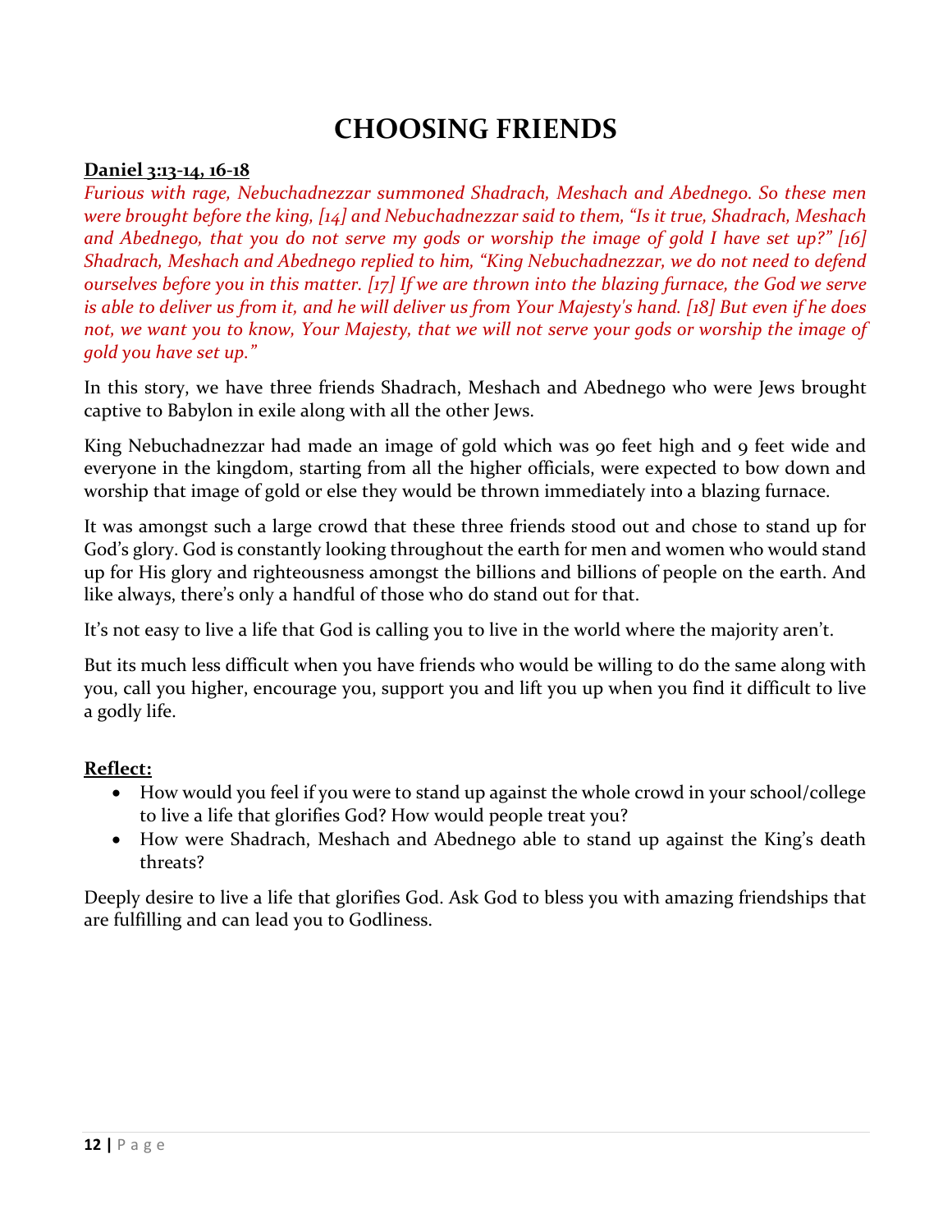# CHOOSING FRIENDS

**Daniel 3:13-14, 16-18**

*Furious with rage, Nebuchadnezzar summoned Shadrach, Meshach and Abednego. So these men were brought before the king, [14] and Nebuchadnezzar said to them, "Is it true, Shadrach, Meshach and Abednego, that you do not serve my gods or worship the image of gold I have set up?" [16] Shadrach, Meshach and Abednego replied to him, "King Nebuchadnezzar, we do not need to defend ourselves before you in this matter. [17] If we are thrown into the blazing furnace, the God we serve is able to deliver us from it, and he will deliver us from Your Majesty's hand. [18] But even if he does not, we want you to know, Your Majesty, that we will not serve your gods or worship the image of gold you have set up."*

In this story, we have three friends Shadrach, Meshach and Abednego who were Jews brought captive to Babylon in exile along with all the other Jews.

King Nebuchadnezzar had made an image of gold which was 90 feet high and 9 feet wide and everyone in the kingdom, starting from all the higher officials, were expected to bow down and worship that image of gold or else they would be thrown immediately into a blazing furnace.

It was amongst such a large crowd that these three friends stood out and chose to stand up for God's glory. God is constantly looking throughout the earth for men and women who would stand up for His glory and righteousness amongst the billions and billions of people on the earth. And like always, there's only a handful of those who do stand out for that.

It's not easy to live a life that God is calling you to live in the world where the majority aren't.

But its much less difficult when you have friends who would be willing to do the same along with you, call you higher, encourage you, support you and lift you up when you find it difficult to live a godly life.

**Reflect:**

- How would you feel if you were to stand up against the whole crowd in your school/college to live a life that glorifies God? How would people treat you?
- How were Shadrach, Meshach and Abednego able to stand up against the King's death threats?

Deeply desire to live a life that glorifies God. Ask God to bless you with amazing friendships that are fulfilling and can lead you to Godliness.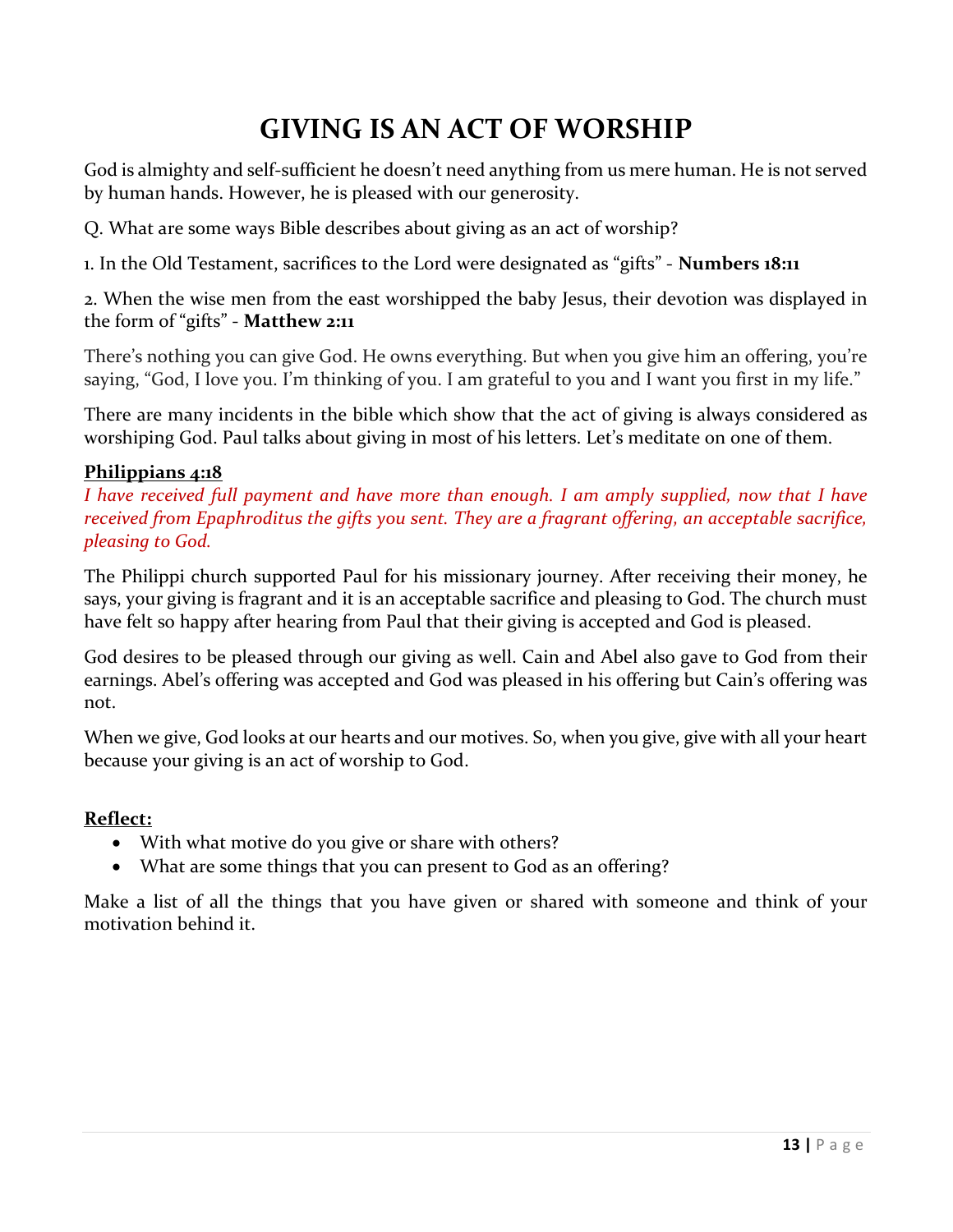# GIVING IS AN ACT OF WORSHIP

God is almighty and self-sufficient he doesn't need anything from us mere human. He is not served by human hands. However, he is pleased with our generosity.

Q. What are some ways Bible describes about giving as an act of worship?

1. In the Old Testament, sacrifices to the Lord were designated as "gifts" - **Numbers 18:11**

2. When the wise men from the east worshipped the baby Jesus, their devotion was displayed in the form of "gifts" - **Matthew 2:11**

There's nothing you can give God. He owns everything. But when you give him an offering, you're saying, "God, I love you. I'm thinking of you. I am grateful to you and I want you first in my life."

There are many incidents in the bible which show that the act of giving is always considered as worshiping God. Paul talks about giving in most of his letters. Let's meditate on one of them.

**Philippians 4:18**

*I have received full payment and have more than enough. I am amply supplied, now that I have received from Epaphroditus the gifts you sent. They are a fragrant offering, an acceptable sacrifice, pleasing to God.*

The Philippi church supported Paul for his missionary journey. After receiving their money, he says, your giving is fragrant and it is an acceptable sacrifice and pleasing to God. The church must have felt so happy after hearing from Paul that their giving is accepted and God is pleased.

God desires to be pleased through our giving as well. Cain and Abel also gave to God from their earnings. Abel's offering was accepted and God was pleased in his offering but Cain's offering was not.

When we give, God looks at our hearts and our motives. So, when you give, give with all your heart because your giving is an act of worship to God.

**Reflect:**

- With what motive do you give or share with others?
- What are some things that you can present to God as an offering?

Make a list of all the things that you have given or shared with someone and think of your motivation behind it.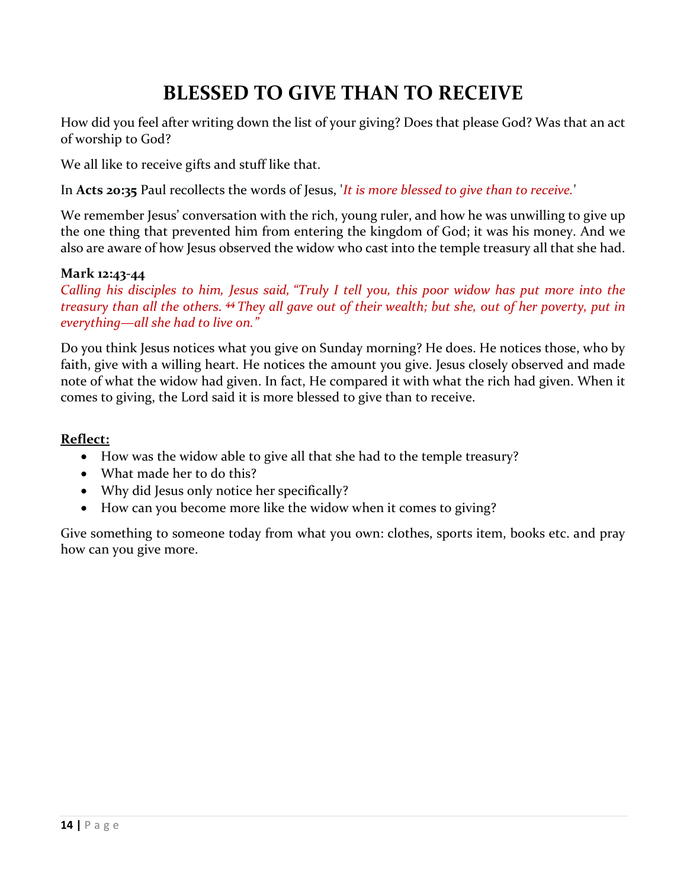# BLESSED TO GIVE THAN TO RECEIVE

How did you feel after writing down the list of your giving? Does that please God? Was that an act of worship to God?

We all like to receive gifts and stuff like that.

In **Acts 20:35** Paul recollects the words of Jesus, '*It is more blessed to give than to receive.*'

We remember Jesus' conversation with the rich, young ruler, and how he was unwilling to give up the one thing that prevented him from entering the kingdom of God; it was his money. And we also are aware of how Jesus observed the widow who cast into the temple treasury all that she had.

**Mark 12:43-44**
*Calling his disciples to him, Jesus said, "Truly I tell you, this poor widow has put more into the treasury than all the others. [44] They all gave out of their wealth; but she, out of her poverty, put in everything—all she had to live on."*

Do you think Jesus notices what you give on Sunday morning? He does. He notices those, who by faith, give with a willing heart. He notices the amount you give. Jesus closely observed and made note of what the widow had given. In fact, He compared it with what the rich had given. When it comes to giving, the Lord said it is more blessed to give than to receive.

**Reflect:**

- How was the widow able to give all that she had to the temple treasury?
- What made her to do this?
- Why did Jesus only notice her specifically?
- How can you become more like the widow when it comes to giving?

Give something to someone today from what you own: clothes, sports item, books etc. and pray how can you give more.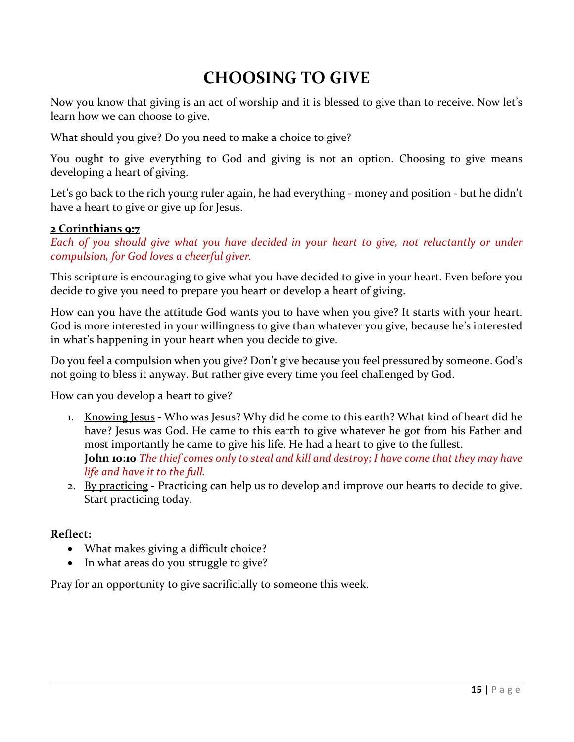# CHOOSING TO GIVE

Now you know that giving is an act of worship and it is blessed to give than to receive. Now let's learn how we can choose to give.

What should you give? Do you need to make a choice to give?

You ought to give everything to God and giving is not an option. Choosing to give means developing a heart of giving.

Let's go back to the rich young ruler again, he had everything - money and position - but he didn't have a heart to give or give up for Jesus.

**2 Corinthians 9:7**

*Each of you should give what you have decided in your heart to give, not reluctantly or under compulsion, for God loves a cheerful giver.*

This scripture is encouraging to give what you have decided to give in your heart. Even before you decide to give you need to prepare you heart or develop a heart of giving.

How can you have the attitude God wants you to have when you give? It starts with your heart. God is more interested in your willingness to give than whatever you give, because he's interested in what's happening in your heart when you decide to give.

Do you feel a compulsion when you give? Don't give because you feel pressured by someone. God's not going to bless it anyway. But rather give every time you feel challenged by God.

How can you develop a heart to give?

1. Knowing Jesus - Who was Jesus? Why did he come to this earth? What kind of heart did he have? Jesus was God. He came to this earth to give whatever he got from his Father and most importantly he came to give his life. He had a heart to give to the fullest.
   **John 10:10** *The thief comes only to steal and kill and destroy; I have come that they may have life and have it to the full.*
2. By practicing - Practicing can help us to develop and improve our hearts to decide to give. Start practicing today.

**Reflect:**

- What makes giving a difficult choice?
- In what areas do you struggle to give?

Pray for an opportunity to give sacrificially to someone this week.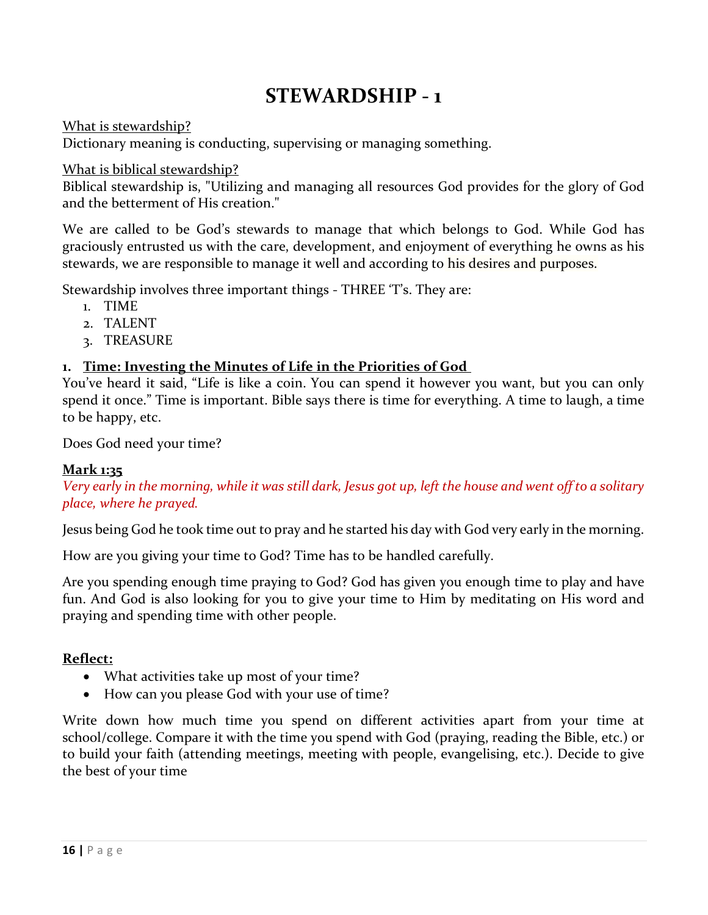# STEWARDSHIP - 1

What is stewardship?
Dictionary meaning is conducting, supervising or managing something.

What is biblical stewardship?
Biblical stewardship is, "Utilizing and managing all resources God provides for the glory of God and the betterment of His creation."

We are called to be God's stewards to manage that which belongs to God. While God has graciously entrusted us with the care, development, and enjoyment of everything he owns as his stewards, we are responsible to manage it well and according to his desires and purposes.

Stewardship involves three important things - THREE 'T's. They are:

1. TIME
2. TALENT
3. TREASURE

**1. Time: Investing the Minutes of Life in the Priorities of God**

You've heard it said, "Life is like a coin. You can spend it however you want, but you can only spend it once." Time is important. Bible says there is time for everything. A time to laugh, a time to be happy, etc.

Does God need your time?

**Mark 1:35**

*Very early in the morning, while it was still dark, Jesus got up, left the house and went off to a solitary place, where he prayed.*

Jesus being God he took time out to pray and he started his day with God very early in the morning.

How are you giving your time to God? Time has to be handled carefully.

Are you spending enough time praying to God? God has given you enough time to play and have fun. And God is also looking for you to give your time to Him by meditating on His word and praying and spending time with other people.

**Reflect:**

- What activities take up most of your time?
- How can you please God with your use of time?

Write down how much time you spend on different activities apart from your time at school/college. Compare it with the time you spend with God (praying, reading the Bible, etc.) or to build your faith (attending meetings, meeting with people, evangelising, etc.). Decide to give the best of your time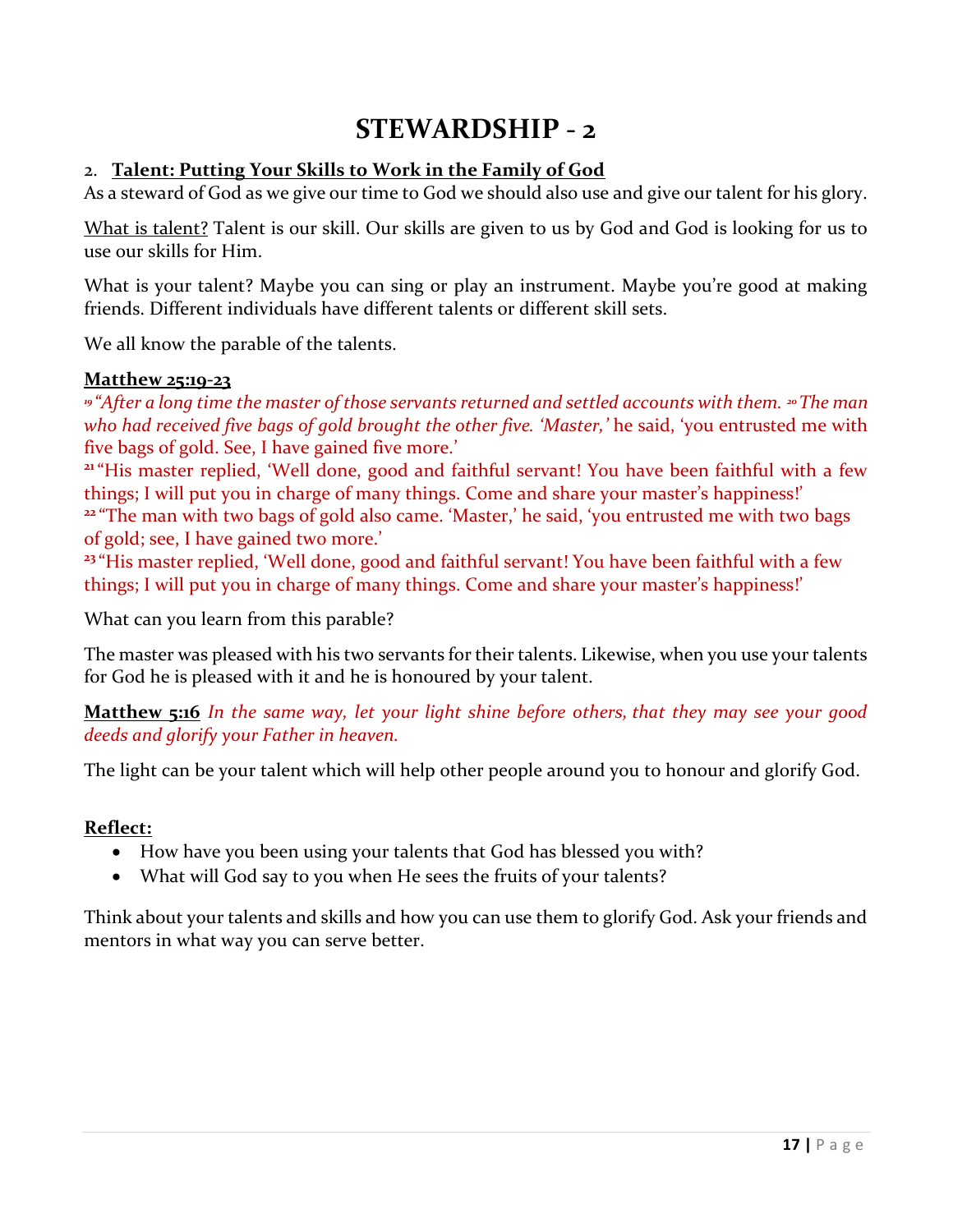# STEWARDSHIP - 2

2. **Talent: Putting Your Skills to Work in the Family of God**

As a steward of God as we give our time to God we should also use and give our talent for his glory.

What is talent? Talent is our skill. Our skills are given to us by God and God is looking for us to use our skills for Him.

What is your talent? Maybe you can sing or play an instrument. Maybe you're good at making friends. Different individuals have different talents or different skill sets.

We all know the parable of the talents.

**Matthew 25:19-23**

[19] *"After a long time the master of those servants returned and settled accounts with them.* [20] *The man who had received five bags of gold brought the other five. 'Master,'* he said, 'you entrusted me with five bags of gold. See, I have gained five more.'

[21] "His master replied, 'Well done, good and faithful servant! You have been faithful with a few things; I will put you in charge of many things. Come and share your master's happiness!'

[22] "The man with two bags of gold also came. 'Master,' he said, 'you entrusted me with two bags of gold; see, I have gained two more.'

[23] "His master replied, 'Well done, good and faithful servant! You have been faithful with a few things; I will put you in charge of many things. Come and share your master's happiness!'

What can you learn from this parable?

The master was pleased with his two servants for their talents. Likewise, when you use your talents for God he is pleased with it and he is honoured by your talent.

**Matthew 5:16** *In the same way, let your light shine before others, that they may see your good deeds and glorify your Father in heaven.*

The light can be your talent which will help other people around you to honour and glorify God.

**Reflect:**

- How have you been using your talents that God has blessed you with?
- What will God say to you when He sees the fruits of your talents?

Think about your talents and skills and how you can use them to glorify God. Ask your friends and mentors in what way you can serve better.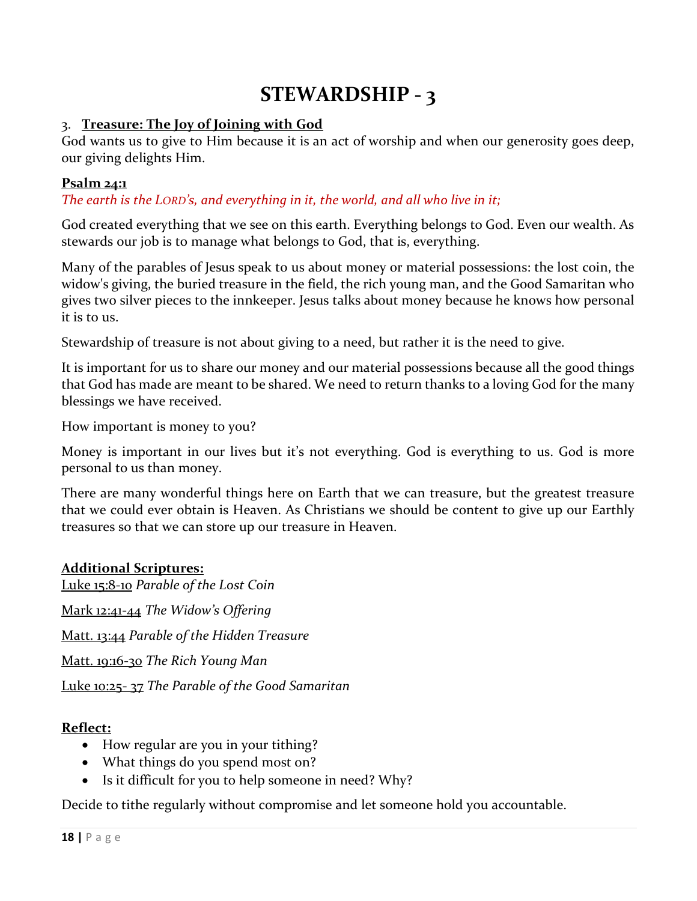# STEWARDSHIP - 3

3. **Treasure: The Joy of Joining with God**

God wants us to give to Him because it is an act of worship and when our generosity goes deep, our giving delights Him.

**Psalm 24:1**

*The earth is the LORD's, and everything in it, the world, and all who live in it;*

God created everything that we see on this earth. Everything belongs to God. Even our wealth. As stewards our job is to manage what belongs to God, that is, everything.

Many of the parables of Jesus speak to us about money or material possessions: the lost coin, the widow's giving, the buried treasure in the field, the rich young man, and the Good Samaritan who gives two silver pieces to the innkeeper. Jesus talks about money because he knows how personal it is to us.

Stewardship of treasure is not about giving to a need, but rather it is the need to give.

It is important for us to share our money and our material possessions because all the good things that God has made are meant to be shared. We need to return thanks to a loving God for the many blessings we have received.

How important is money to you?

Money is important in our lives but it's not everything. God is everything to us. God is more personal to us than money.

There are many wonderful things here on Earth that we can treasure, but the greatest treasure that we could ever obtain is Heaven. As Christians we should be content to give up our Earthly treasures so that we can store up our treasure in Heaven.

**Additional Scriptures:**

Luke 15:8-10 *Parable of the Lost Coin*

Mark 12:41-44 *The Widow's Offering*

Matt. 13:44 *Parable of the Hidden Treasure*

Matt. 19:16-30 *The Rich Young Man*

Luke 10:25- 37 *The Parable of the Good Samaritan*

**Reflect:**

- How regular are you in your tithing?
- What things do you spend most on?
- Is it difficult for you to help someone in need? Why?

Decide to tithe regularly without compromise and let someone hold you accountable.